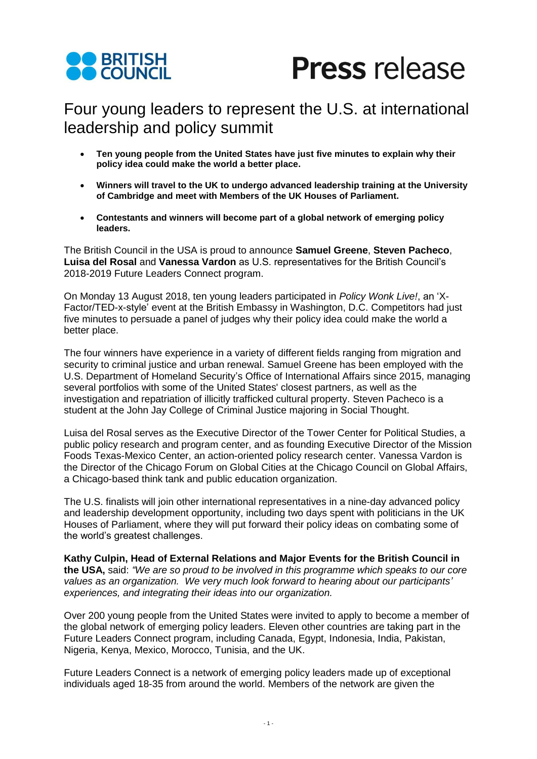BRITISH COUNCIL

**Press** release

# Four young leaders to represent the U.S. at international leadership and policy summit

- **Ten young people from the United States have just five minutes to explain why their policy idea could make the world a better place.**
- **Winners will travel to the UK to undergo advanced leadership training at the University of Cambridge and meet with Members of the UK Houses of Parliament.**
- **Contestants and winners will become part of a global network of emerging policy leaders.**

The British Council in the USA is proud to announce **Samuel Greene**, **Steven Pacheco**, **Luisa del Rosal** and **Vanessa Vardon** as U.S. representatives for the British Council's 2018-2019 Future Leaders Connect program.

On Monday 13 August 2018, ten young leaders participated in *Policy Wonk Live!*, an 'X-Factor/TED-x-style' event at the British Embassy in Washington, D.C. Competitors had just five minutes to persuade a panel of judges why their policy idea could make the world a better place.

The four winners have experience in a variety of different fields ranging from migration and security to criminal justice and urban renewal. Samuel Greene has been employed with the U.S. Department of Homeland Security's Office of International Affairs since 2015, managing several portfolios with some of the United States' closest partners, as well as the investigation and repatriation of illicitly trafficked cultural property. Steven Pacheco is a student at the John Jay College of Criminal Justice majoring in Social Thought.

Luisa del Rosal serves as the Executive Director of the Tower Center for Political Studies, a public policy research and program center, and as founding Executive Director of the Mission Foods Texas-Mexico Center, an action-oriented policy research center. Vanessa Vardon is the Director of the Chicago Forum on Global Cities at the Chicago Council on Global Affairs, a Chicago-based think tank and public education organization.

The U.S. finalists will join other international representatives in a nine-day advanced policy and leadership development opportunity, including two days spent with politicians in the UK Houses of Parliament, where they will put forward their policy ideas on combating some of the world's greatest challenges.

**Kathy Culpin, Head of External Relations and Major Events for the British Council in the USA,** said: *"We are so proud to be involved in this programme which speaks to our core values as an organization. We very much look forward to hearing about our participants' experiences, and integrating their ideas into our organization.*

Over 200 young people from the United States were invited to apply to become a member of the global network of emerging policy leaders. Eleven other countries are taking part in the Future Leaders Connect program, including Canada, Egypt, Indonesia, India, Pakistan, Nigeria, Kenya, Mexico, Morocco, Tunisia, and the UK.

Future Leaders Connect is a network of emerging policy leaders made up of exceptional individuals aged 18-35 from around the world. Members of the network are given the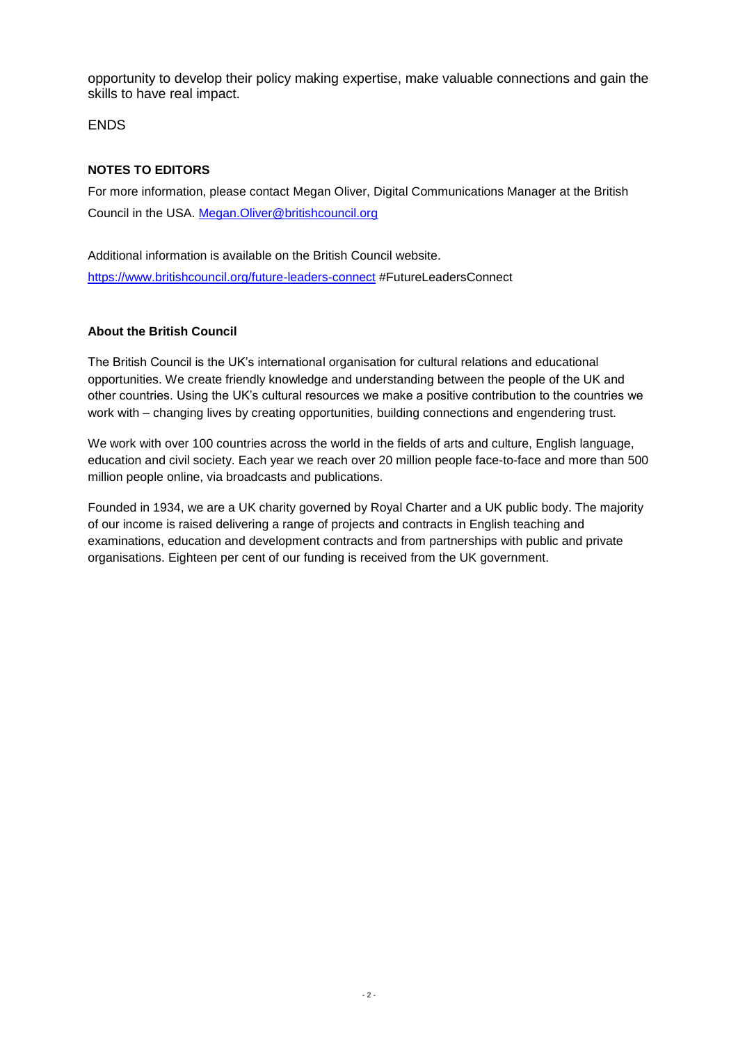opportunity to develop their policy making expertise, make valuable connections and gain the skills to have real impact.

ENDS

**NOTES TO EDITORS**

For more information, please contact Megan Oliver, Digital Communications Manager at the British Council in the USA. Megan.Oliver@britishcouncil.org

Additional information is available on the British Council website.
https://www.britishcouncil.org/future-leaders-connect #FutureLeadersConnect

**About the British Council**

The British Council is the UK's international organisation for cultural relations and educational opportunities. We create friendly knowledge and understanding between the people of the UK and other countries. Using the UK's cultural resources we make a positive contribution to the countries we work with – changing lives by creating opportunities, building connections and engendering trust.

We work with over 100 countries across the world in the fields of arts and culture, English language, education and civil society. Each year we reach over 20 million people face-to-face and more than 500 million people online, via broadcasts and publications.

Founded in 1934, we are a UK charity governed by Royal Charter and a UK public body. The majority of our income is raised delivering a range of projects and contracts in English teaching and examinations, education and development contracts and from partnerships with public and private organisations. Eighteen per cent of our funding is received from the UK government.